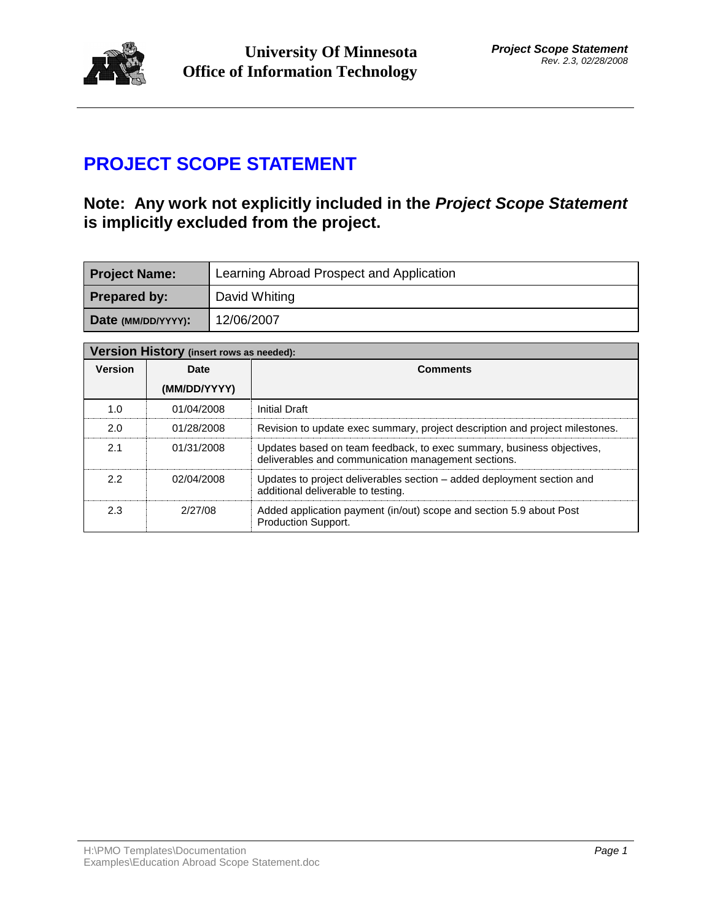# PROJECT SCOPE STATEMENT

## Note: Any work not explicitly included in the *Project Scope Statement* is implicitly excluded from the project.

| **Project Name:** | Learning Abroad Prospect and Application |
|---|---|
| **Prepared by:** | David Whiting |
| **Date (MM/DD/YYYY):** | 12/06/2007 |

**Version History (insert rows as needed):**

| Version | Date (MM/DD/YYYY) | Comments |
|---|---|---|
| 1.0 | 01/04/2008 | Initial Draft |
| 2.0 | 01/28/2008 | Revision to update exec summary, project description and project milestones. |
| 2.1 | 01/31/2008 | Updates based on team feedback, to exec summary, business objectives, deliverables and communication management sections. |
| 2.2 | 02/04/2008 | Updates to project deliverables section – added deployment section and additional deliverable to testing. |
| 2.3 | 2/27/08 | Added application payment (in/out) scope and section 5.9 about Post Production Support. |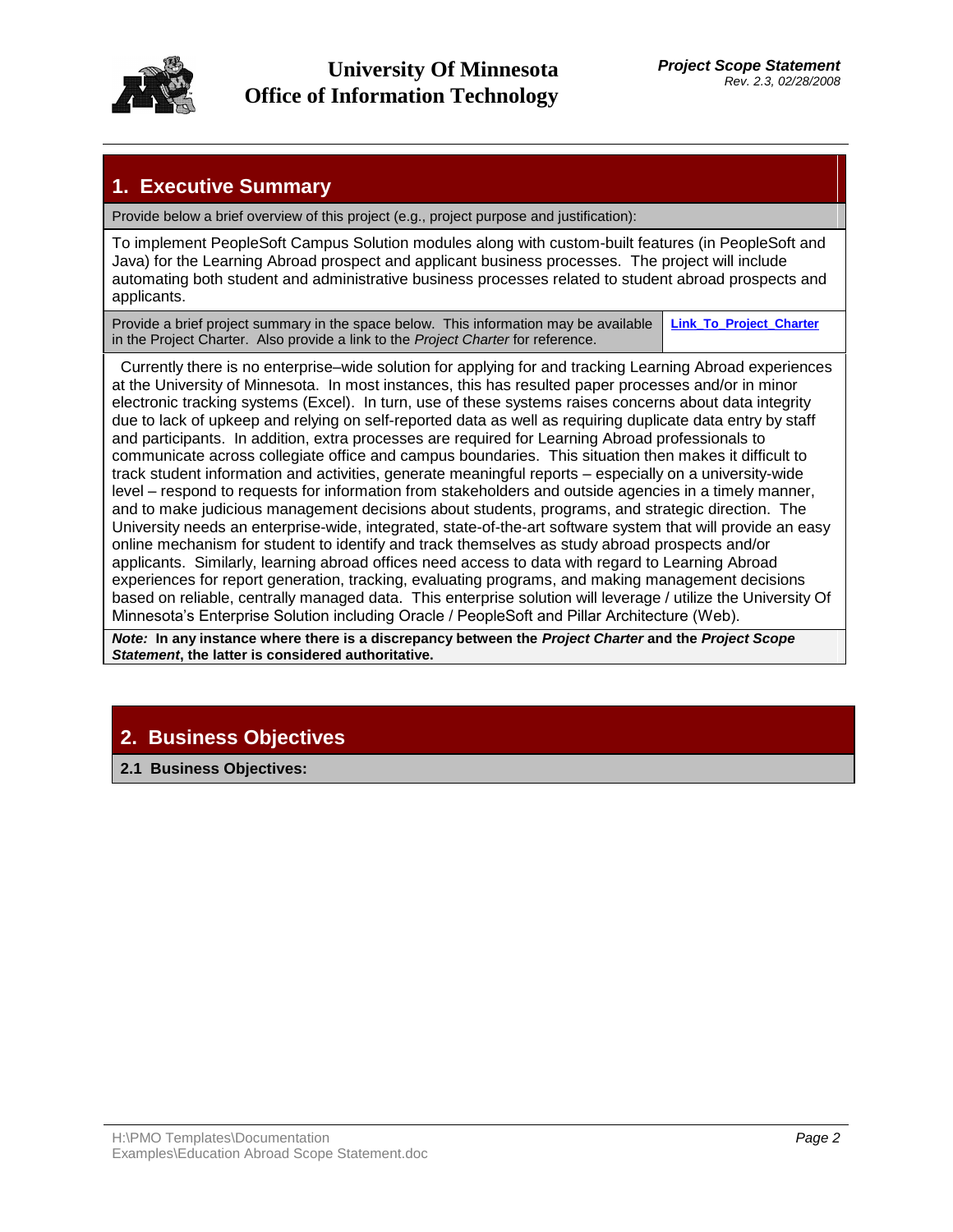## 1. Executive Summary

Provide below a brief overview of this project (e.g., project purpose and justification):

To implement PeopleSoft Campus Solution modules along with custom-built features (in PeopleSoft and Java) for the Learning Abroad prospect and applicant business processes. The project will include automating both student and administrative business processes related to student abroad prospects and applicants.

Provide a brief project summary in the space below. This information may be available in the Project Charter. Also provide a link to the *Project Charter* for reference.

**Link_To_Project_Charter**

Currently there is no enterprise–wide solution for applying for and tracking Learning Abroad experiences at the University of Minnesota. In most instances, this has resulted paper processes and/or in minor electronic tracking systems (Excel). In turn, use of these systems raises concerns about data integrity due to lack of upkeep and relying on self-reported data as well as requiring duplicate data entry by staff and participants. In addition, extra processes are required for Learning Abroad professionals to communicate across collegiate office and campus boundaries. This situation then makes it difficult to track student information and activities, generate meaningful reports – especially on a university-wide level – respond to requests for information from stakeholders and outside agencies in a timely manner, and to make judicious management decisions about students, programs, and strategic direction. The University needs an enterprise-wide, integrated, state-of-the-art software system that will provide an easy online mechanism for student to identify and track themselves as study abroad prospects and/or applicants. Similarly, learning abroad offices need access to data with regard to Learning Abroad experiences for report generation, tracking, evaluating programs, and making management decisions based on reliable, centrally managed data. This enterprise solution will leverage / utilize the University Of Minnesota's Enterprise Solution including Oracle / PeopleSoft and Pillar Architecture (Web).

***Note:*** **In any instance where there is a discrepancy between the *Project Charter* and the *Project Scope Statement*, the latter is considered authoritative.**

## 2. Business Objectives

**2.1 Business Objectives:**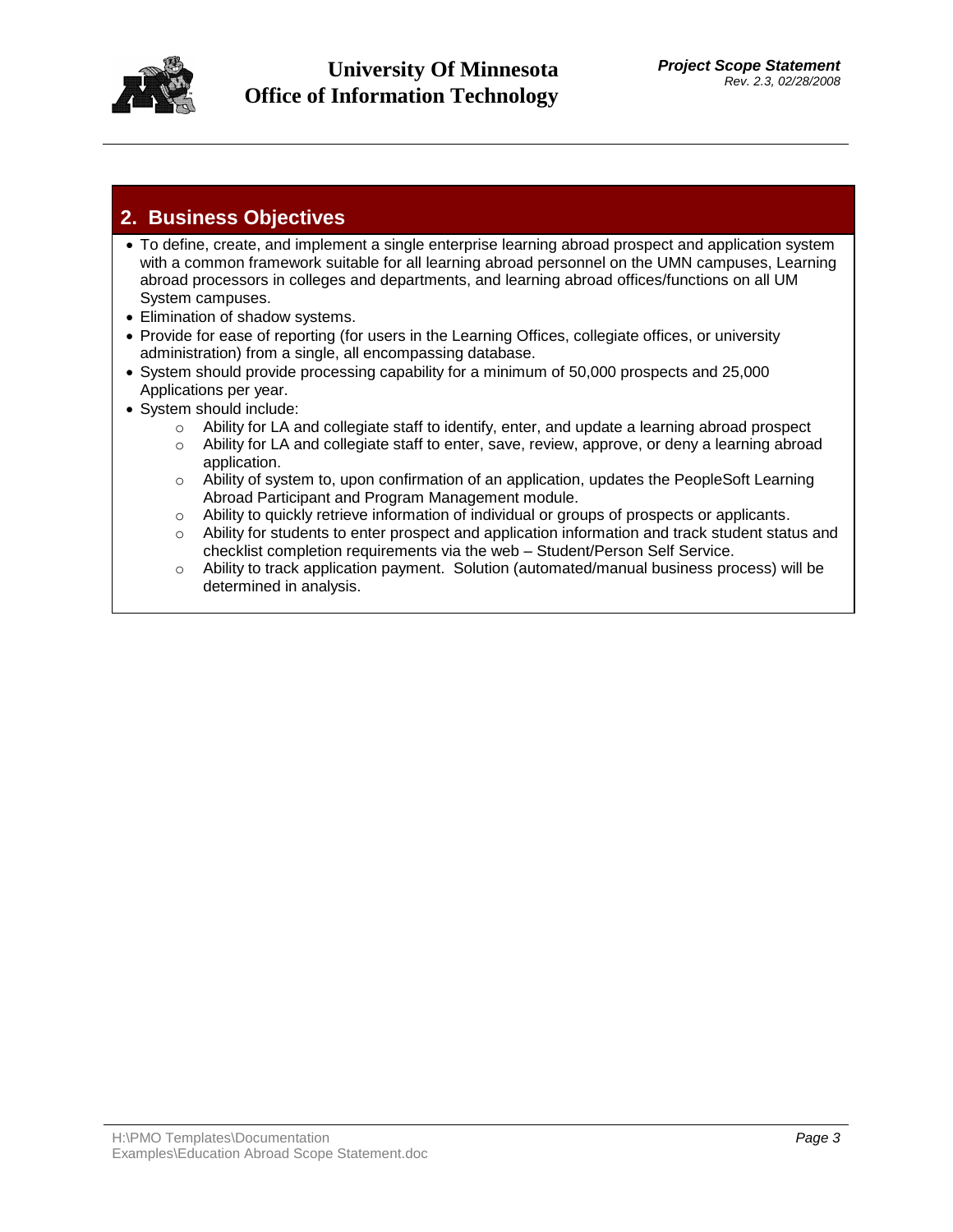## 2. Business Objectives

- To define, create, and implement a single enterprise learning abroad prospect and application system with a common framework suitable for all learning abroad personnel on the UMN campuses, Learning abroad processors in colleges and departments, and learning abroad offices/functions on all UM System campuses.
- Elimination of shadow systems.
- Provide for ease of reporting (for users in the Learning Offices, collegiate offices, or university administration) from a single, all encompassing database.
- System should provide processing capability for a minimum of 50,000 prospects and 25,000 Applications per year.
- System should include:
  - Ability for LA and collegiate staff to identify, enter, and update a learning abroad prospect
  - Ability for LA and collegiate staff to enter, save, review, approve, or deny a learning abroad application.
  - Ability of system to, upon confirmation of an application, updates the PeopleSoft Learning Abroad Participant and Program Management module.
  - Ability to quickly retrieve information of individual or groups of prospects or applicants.
  - Ability for students to enter prospect and application information and track student status and checklist completion requirements via the web – Student/Person Self Service.
  - Ability to track application payment. Solution (automated/manual business process) will be determined in analysis.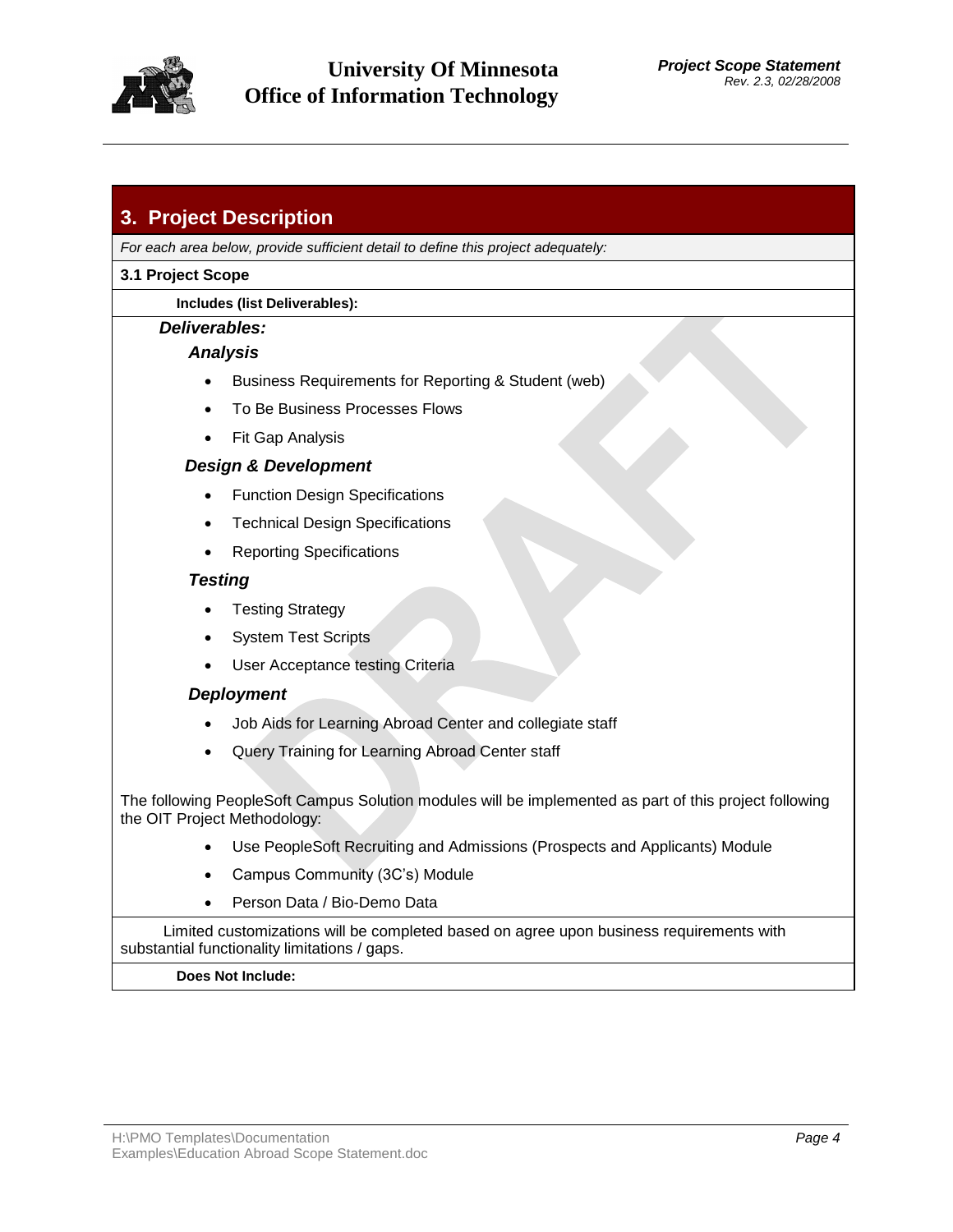## 3. Project Description

*For each area below, provide sufficient detail to define this project adequately:*

**3.1 Project Scope**

**Includes (list Deliverables):**

***Deliverables:***

***Analysis***

- Business Requirements for Reporting & Student (web)
- To Be Business Processes Flows
- Fit Gap Analysis

***Design & Development***

- Function Design Specifications
- Technical Design Specifications
- Reporting Specifications

***Testing***

- Testing Strategy
- System Test Scripts
- User Acceptance testing Criteria

***Deployment***

- Job Aids for Learning Abroad Center and collegiate staff
- Query Training for Learning Abroad Center staff

The following PeopleSoft Campus Solution modules will be implemented as part of this project following the OIT Project Methodology:

- Use PeopleSoft Recruiting and Admissions (Prospects and Applicants) Module
- Campus Community (3C's) Module
- Person Data / Bio-Demo Data

Limited customizations will be completed based on agree upon business requirements with substantial functionality limitations / gaps.

**Does Not Include:**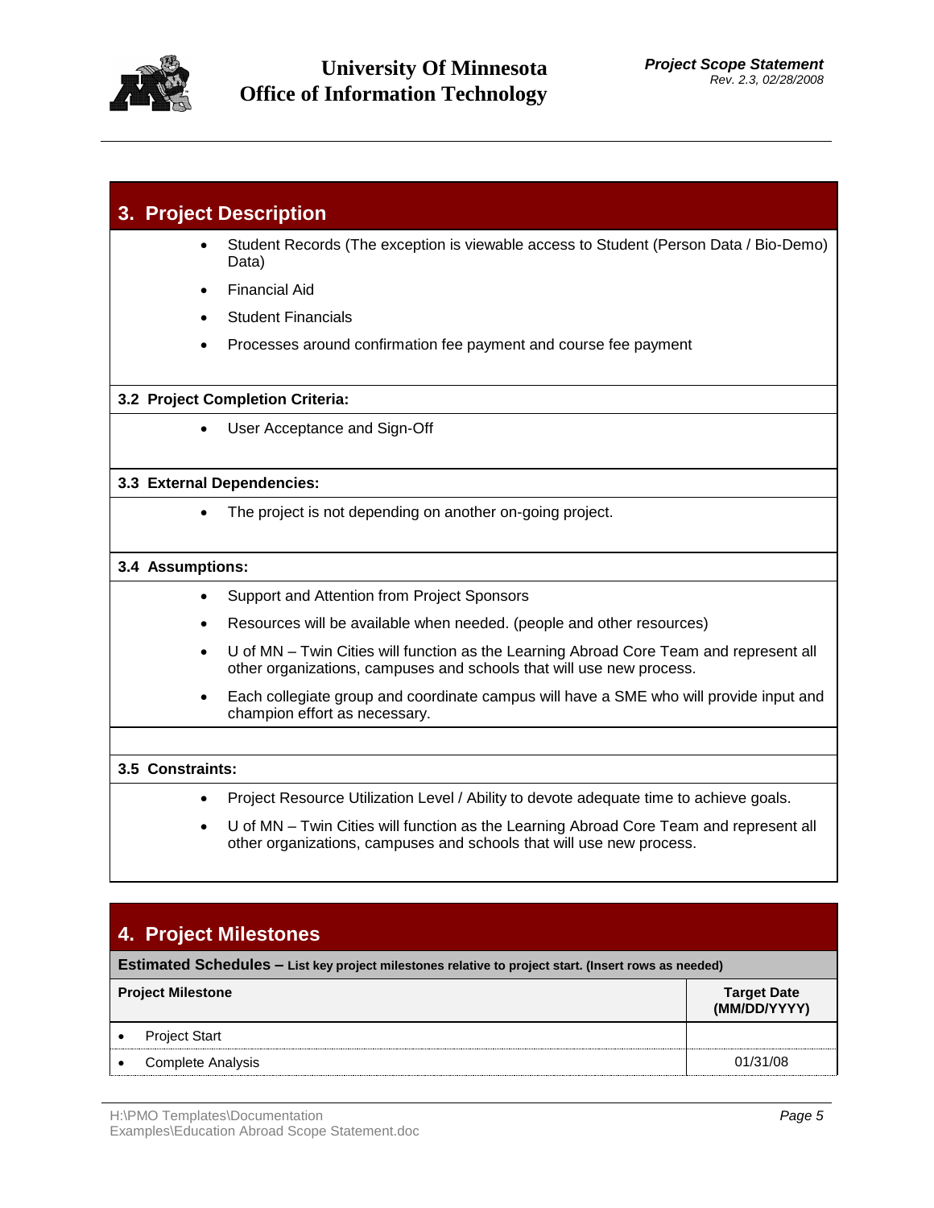## 3. Project Description

- Student Records (The exception is viewable access to Student (Person Data / Bio-Demo) Data)
- Financial Aid
- Student Financials
- Processes around confirmation fee payment and course fee payment

### 3.2 Project Completion Criteria:

- User Acceptance and Sign-Off

### 3.3 External Dependencies:

- The project is not depending on another on-going project.

### 3.4 Assumptions:

- Support and Attention from Project Sponsors
- Resources will be available when needed. (people and other resources)
- U of MN – Twin Cities will function as the Learning Abroad Core Team and represent all other organizations, campuses and schools that will use new process.
- Each collegiate group and coordinate campus will have a SME who will provide input and champion effort as necessary.

### 3.5 Constraints:

- Project Resource Utilization Level / Ability to devote adequate time to achieve goals.
- U of MN – Twin Cities will function as the Learning Abroad Core Team and represent all other organizations, campuses and schools that will use new process.

## 4. Project Milestones

**Estimated Schedules – List key project milestones relative to project start. (Insert rows as needed)**

| Project Milestone | Target Date (MM/DD/YYYY) |
|---|---|
| • Project Start | |
| • Complete Analysis | 01/31/08 |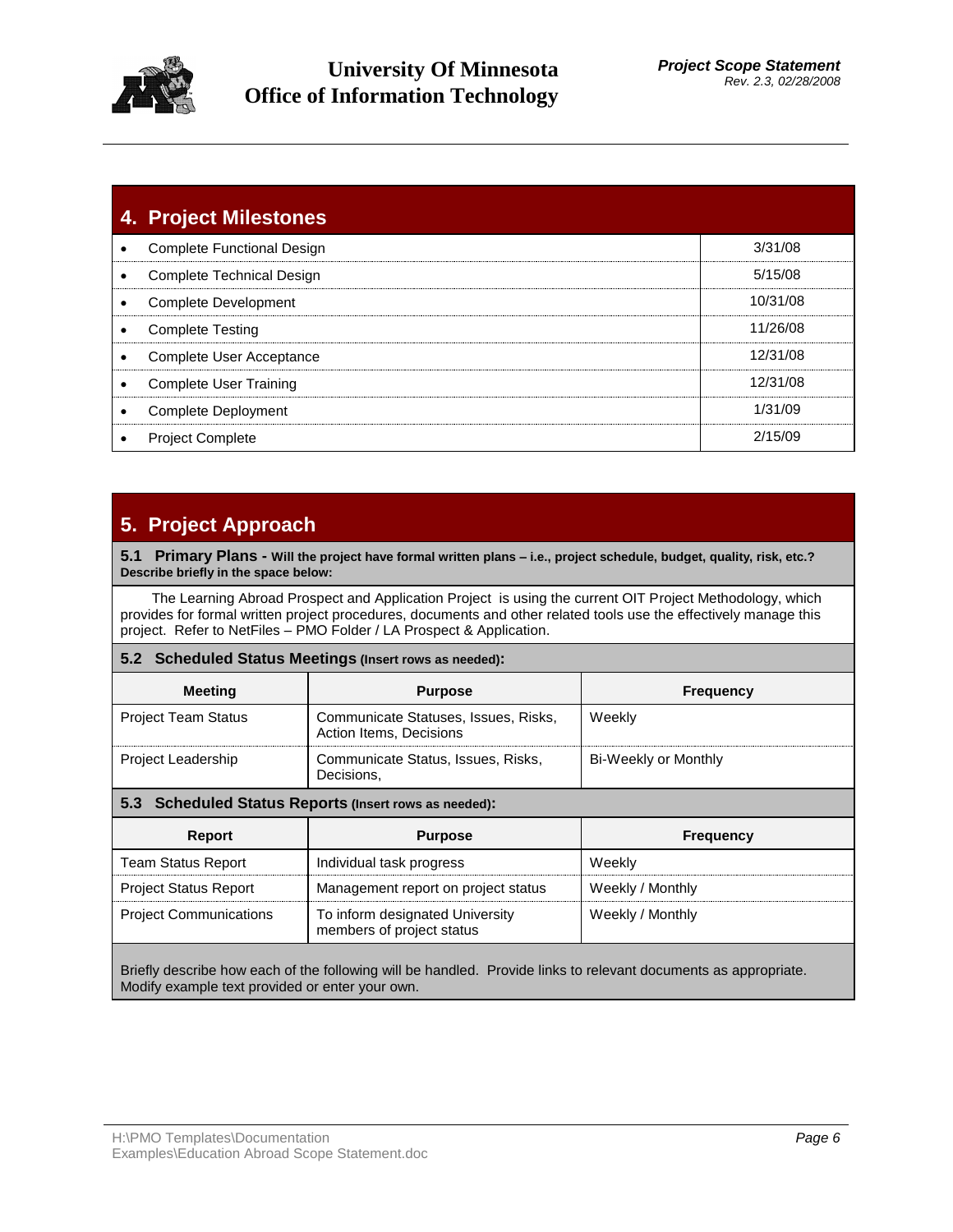## 4. Project Milestones

| Milestone | Date |
|---|---|
| • Complete Functional Design | 3/31/08 |
| • Complete Technical Design | 5/15/08 |
| • Complete Development | 10/31/08 |
| • Complete Testing | 11/26/08 |
| • Complete User Acceptance | 12/31/08 |
| • Complete User Training | 12/31/08 |
| • Complete Deployment | 1/31/09 |
| • Project Complete | 2/15/09 |

## 5. Project Approach

### 5.1 Primary Plans - **Will the project have formal written plans – i.e., project schedule, budget, quality, risk, etc.? Describe briefly in the space below:**

The Learning Abroad Prospect and Application Project is using the current OIT Project Methodology, which provides for formal written project procedures, documents and other related tools use the effectively manage this project. Refer to NetFiles – PMO Folder / LA Prospect & Application.

### 5.2 Scheduled Status Meetings **(Insert rows as needed):**

| Meeting | Purpose | Frequency |
|---|---|---|
| Project Team Status | Communicate Statuses, Issues, Risks, Action Items, Decisions | Weekly |
| Project Leadership | Communicate Status, Issues, Risks, Decisions, | Bi-Weekly or Monthly |

### 5.3 Scheduled Status Reports **(Insert rows as needed):**

| Report | Purpose | Frequency |
|---|---|---|
| Team Status Report | Individual task progress | Weekly |
| Project Status Report | Management report on project status | Weekly / Monthly |
| Project Communications | To inform designated University members of project status | Weekly / Monthly |

Briefly describe how each of the following will be handled. Provide links to relevant documents as appropriate. Modify example text provided or enter your own.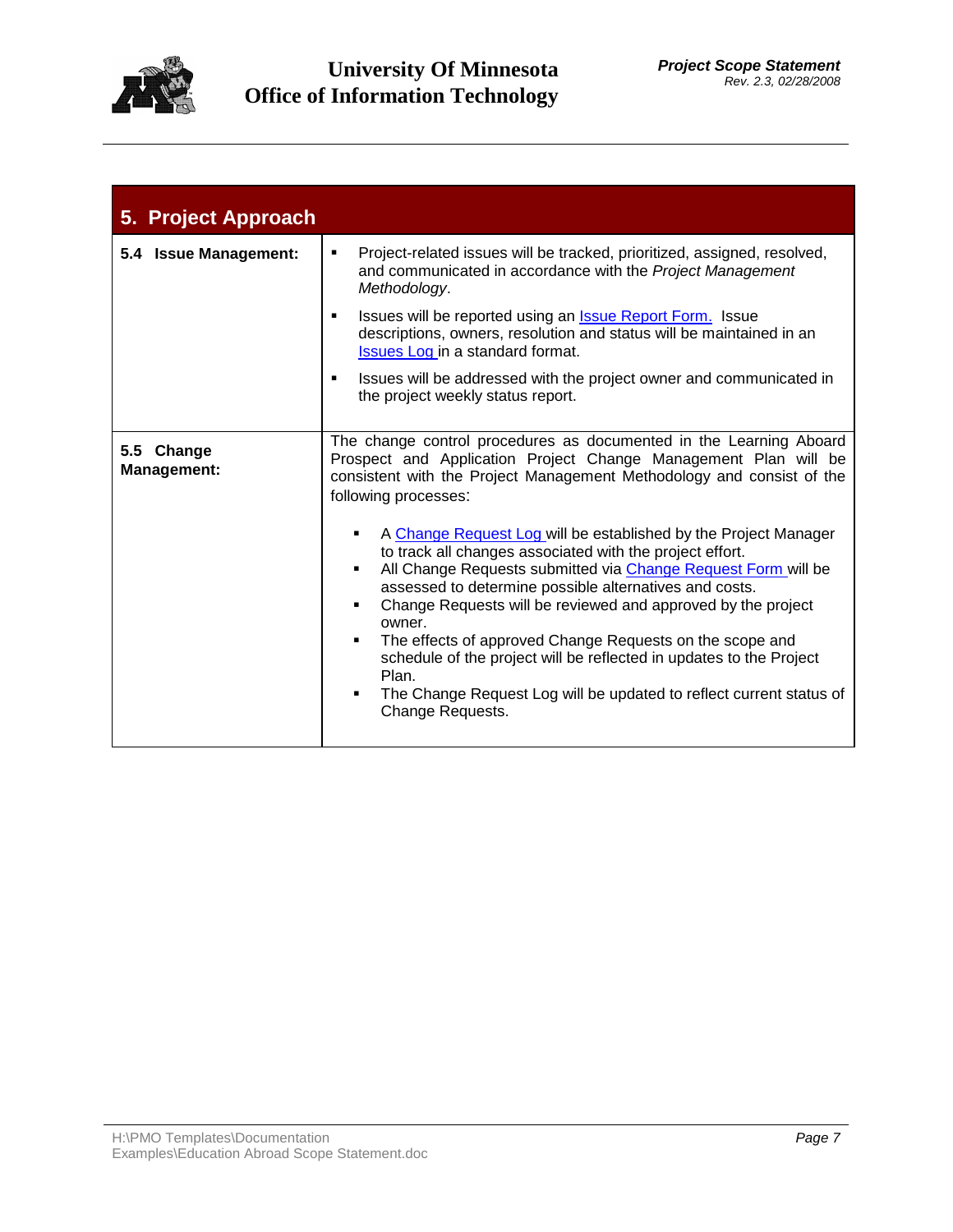## 5. Project Approach

| | |
|---|---|
| **5.4 Issue Management:** | ▪ Project-related issues will be tracked, prioritized, assigned, resolved, and communicated in accordance with the *Project Management Methodology*.<br>▪ Issues will be reported using an Issue Report Form. Issue descriptions, owners, resolution and status will be maintained in an Issues Log in a standard format.<br>▪ Issues will be addressed with the project owner and communicated in the project weekly status report. |
| **5.5 Change Management:** | The change control procedures as documented in the Learning Aboard Prospect and Application Project Change Management Plan will be consistent with the Project Management Methodology and consist of the following processes:<br>▪ A Change Request Log will be established by the Project Manager to track all changes associated with the project effort.<br>▪ All Change Requests submitted via Change Request Form will be assessed to determine possible alternatives and costs.<br>▪ Change Requests will be reviewed and approved by the project owner.<br>▪ The effects of approved Change Requests on the scope and schedule of the project will be reflected in updates to the Project Plan.<br>▪ The Change Request Log will be updated to reflect current status of Change Requests. |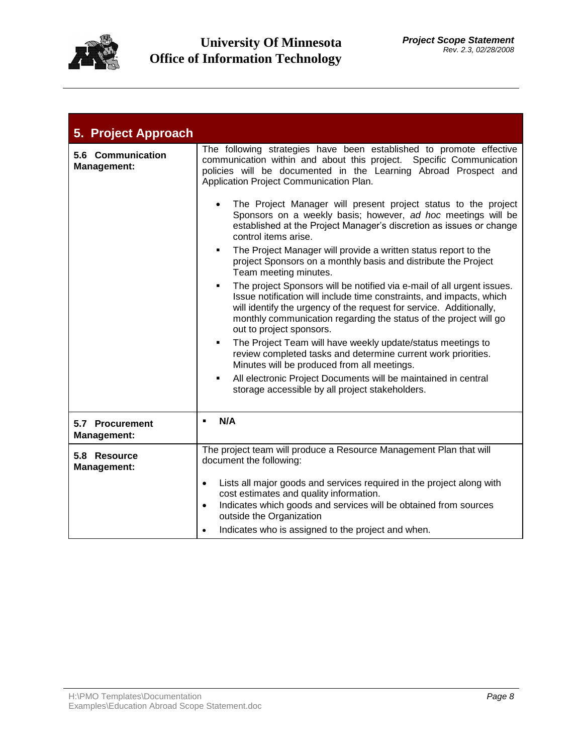## 5. Project Approach

| | |
|---|---|
| **5.6 Communication Management:** | The following strategies have been established to promote effective communication within and about this project. Specific Communication policies will be documented in the Learning Abroad Prospect and Application Project Communication Plan.<br><br>• The Project Manager will present project status to the project Sponsors on a weekly basis; however, *ad hoc* meetings will be established at the Project Manager's discretion as issues or change control items arise.<br>▪ The Project Manager will provide a written status report to the project Sponsors on a monthly basis and distribute the Project Team meeting minutes.<br>▪ The project Sponsors will be notified via e-mail of all urgent issues. Issue notification will include time constraints, and impacts, which will identify the urgency of the request for service. Additionally, monthly communication regarding the status of the project will go out to project sponsors.<br>▪ The Project Team will have weekly update/status meetings to review completed tasks and determine current work priorities. Minutes will be produced from all meetings.<br>▪ All electronic Project Documents will be maintained in central storage accessible by all project stakeholders. |
| **5.7 Procurement Management:** | ▪ **N/A** |
| **5.8 Resource Management:** | The project team will produce a Resource Management Plan that will document the following:<br><br>• Lists all major goods and services required in the project along with cost estimates and quality information.<br>• Indicates which goods and services will be obtained from sources outside the Organization<br>• Indicates who is assigned to the project and when. |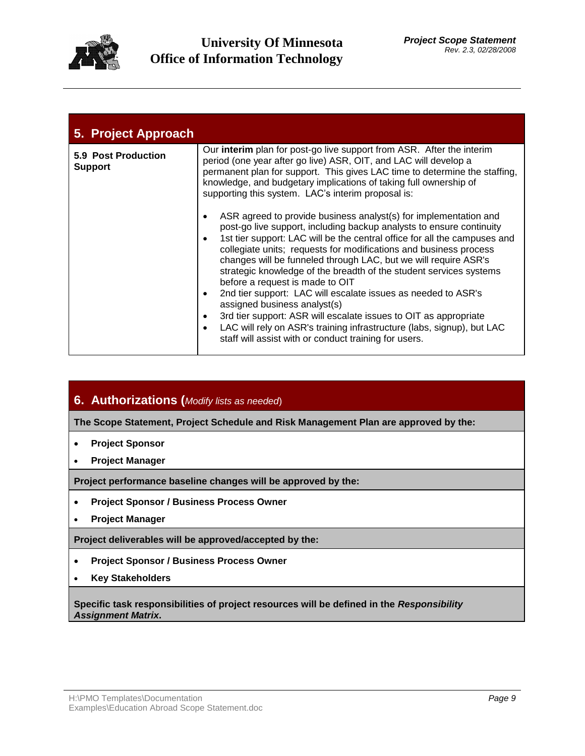## 5. Project Approach

| | |
|---|---|
| **5.9 Post Production Support** | Our **interim** plan for post-go live support from ASR. After the interim period (one year after go live) ASR, OIT, and LAC will develop a permanent plan for support. This gives LAC time to determine the staffing, knowledge, and budgetary implications of taking full ownership of supporting this system. LAC's interim proposal is:<br><br>• ASR agreed to provide business analyst(s) for implementation and post-go live support, including backup analysts to ensure continuity<br>• 1st tier support: LAC will be the central office for all the campuses and collegiate units; requests for modifications and business process changes will be funneled through LAC, but we will require ASR's strategic knowledge of the breadth of the student services systems before a request is made to OIT<br>• 2nd tier support: LAC will escalate issues as needed to ASR's assigned business analyst(s)<br>• 3rd tier support: ASR will escalate issues to OIT as appropriate<br>• LAC will rely on ASR's training infrastructure (labs, signup), but LAC staff will assist with or conduct training for users. |

## 6. Authorizations (*Modify lists as needed*)

**The Scope Statement, Project Schedule and Risk Management Plan are approved by the:**

- **Project Sponsor**
- **Project Manager**

**Project performance baseline changes will be approved by the:**

- **Project Sponsor / Business Process Owner**
- **Project Manager**

**Project deliverables will be approved/accepted by the:**

- **Project Sponsor / Business Process Owner**
- **Key Stakeholders**

**Specific task responsibilities of project resources will be defined in the *Responsibility Assignment Matrix*.**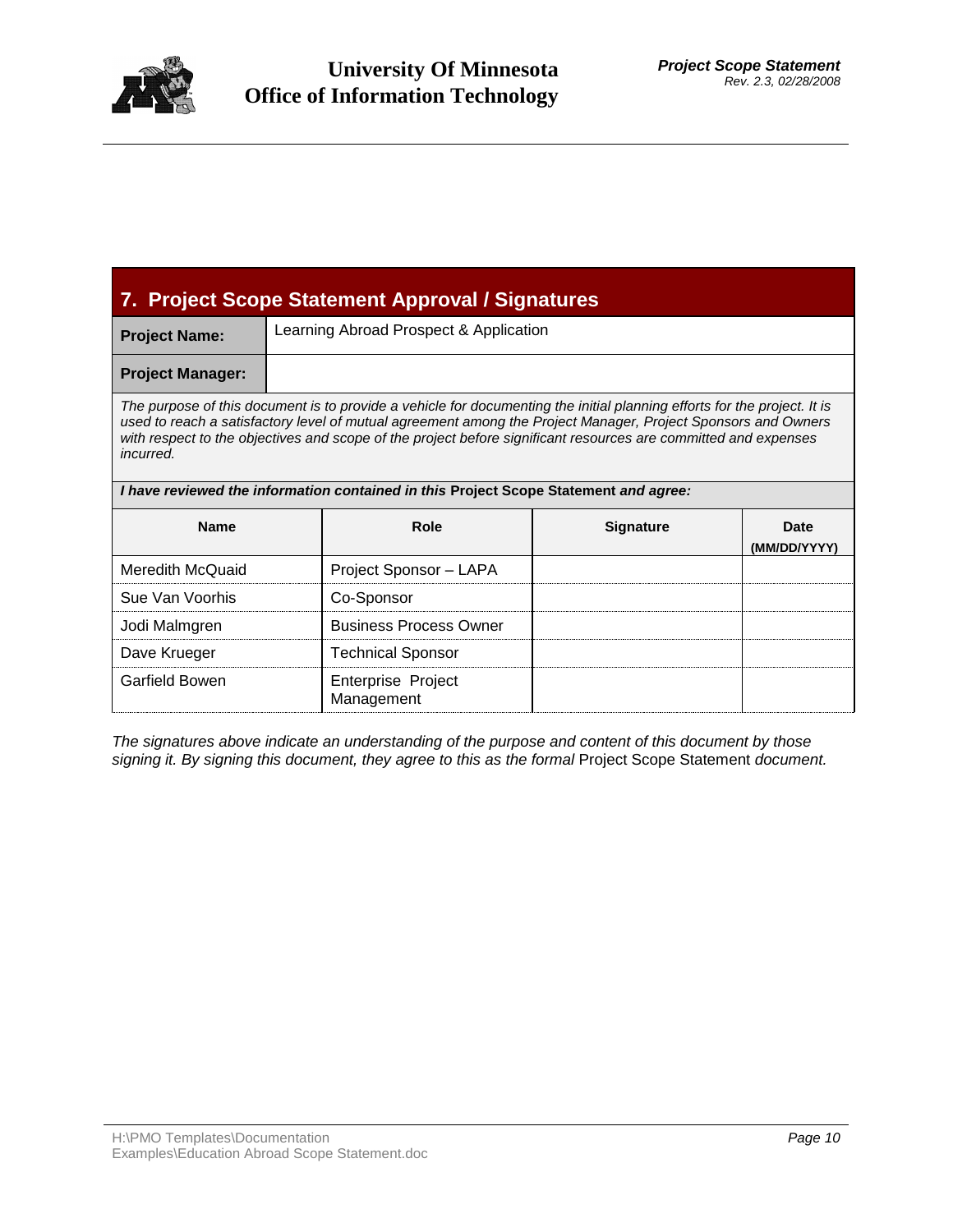## 7. Project Scope Statement Approval / Signatures

| | |
|---|---|
| **Project Name:** | Learning Abroad Prospect & Application |
| **Project Manager:** | |

*The purpose of this document is to provide a vehicle for documenting the initial planning efforts for the project. It is used to reach a satisfactory level of mutual agreement among the Project Manager, Project Sponsors and Owners with respect to the objectives and scope of the project before significant resources are committed and expenses incurred.*

***I have reviewed the information contained in this* Project Scope Statement *and agree:***

| Name | Role | Signature | Date (MM/DD/YYYY) |
|---|---|---|---|
| Meredith McQuaid | Project Sponsor – LAPA | | |
| Sue Van Voorhis | Co-Sponsor | | |
| Jodi Malmgren | Business Process Owner | | |
| Dave Krueger | Technical Sponsor | | |
| Garfield Bowen | Enterprise Project Management | | |

*The signatures above indicate an understanding of the purpose and content of this document by those signing it. By signing this document, they agree to this as the formal* Project Scope Statement *document.*